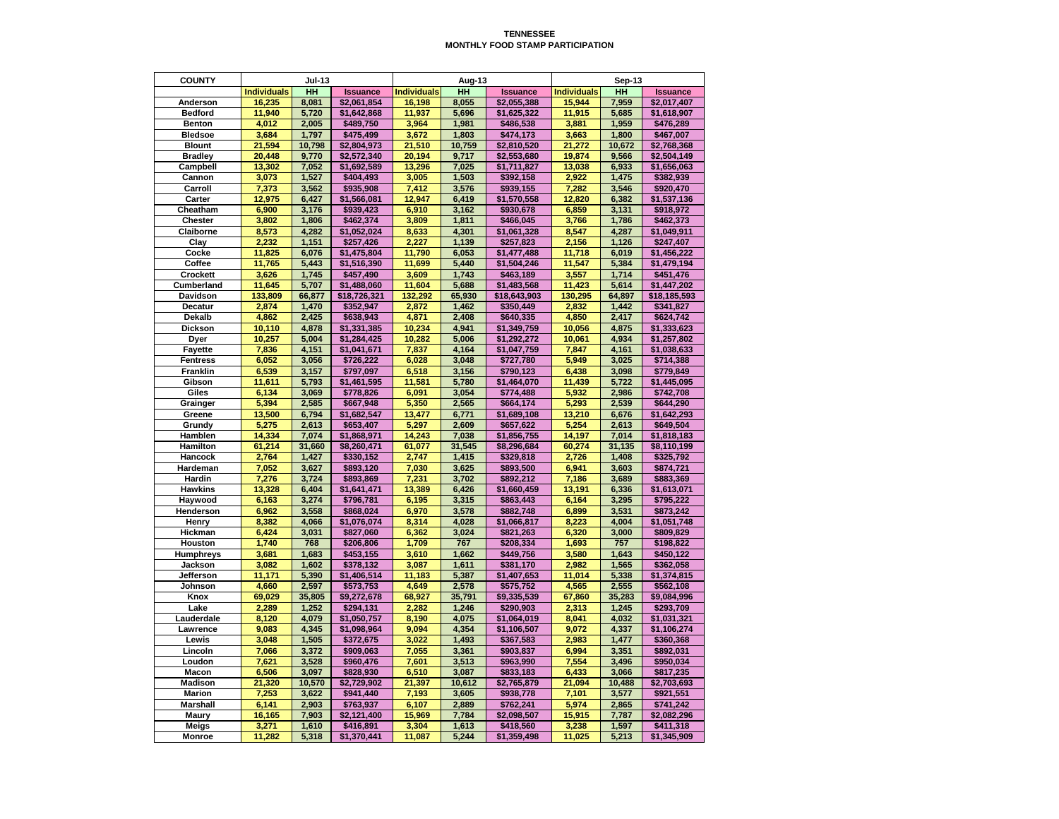**TENNESSEE**
**MONTHLY FOOD STAMP PARTICIPATION**

| COUNTY | Jul-13 | | | Aug-13 | | | Sep-13 | | |
|---|---|---|---|---|---|---|---|---|---|
| | Individuals | HH | Issuance | Individuals | HH | Issuance | Individuals | HH | Issuance |
| Anderson | 16,235 | 8,081 | $2,061,854 | 16,198 | 8,055 | $2,055,388 | 15,944 | 7,959 | $2,017,407 |
| Bedford | 11,940 | 5,720 | $1,642,868 | 11,937 | 5,696 | $1,625,322 | 11,915 | 5,685 | $1,618,907 |
| Benton | 4,012 | 2,005 | $489,750 | 3,964 | 1,981 | $486,538 | 3,881 | 1,959 | $476,289 |
| Bledsoe | 3,684 | 1,797 | $475,499 | 3,672 | 1,803 | $474,173 | 3,663 | 1,800 | $467,007 |
| Blount | 21,594 | 10,798 | $2,804,973 | 21,510 | 10,759 | $2,810,520 | 21,272 | 10,672 | $2,768,368 |
| Bradley | 20,448 | 9,770 | $2,572,340 | 20,194 | 9,717 | $2,553,680 | 19,874 | 9,566 | $2,504,149 |
| Campbell | 13,302 | 7,052 | $1,692,589 | 13,296 | 7,025 | $1,711,827 | 13,038 | 6,933 | $1,656,063 |
| Cannon | 3,073 | 1,527 | $404,493 | 3,005 | 1,503 | $392,158 | 2,922 | 1,475 | $382,939 |
| Carroll | 7,373 | 3,562 | $935,908 | 7,412 | 3,576 | $939,155 | 7,282 | 3,546 | $920,470 |
| Carter | 12,975 | 6,427 | $1,566,081 | 12,947 | 6,419 | $1,570,558 | 12,820 | 6,382 | $1,537,136 |
| Cheatham | 6,900 | 3,176 | $939,423 | 6,910 | 3,162 | $930,678 | 6,859 | 3,131 | $918,972 |
| Chester | 3,802 | 1,806 | $462,374 | 3,809 | 1,811 | $466,045 | 3,766 | 1,786 | $462,373 |
| Claiborne | 8,573 | 4,282 | $1,052,024 | 8,633 | 4,301 | $1,061,328 | 8,547 | 4,287 | $1,049,911 |
| Clay | 2,232 | 1,151 | $257,426 | 2,227 | 1,139 | $257,823 | 2,156 | 1,126 | $247,407 |
| Cocke | 11,825 | 6,076 | $1,475,804 | 11,790 | 6,053 | $1,477,488 | 11,718 | 6,019 | $1,456,222 |
| Coffee | 11,765 | 5,443 | $1,516,390 | 11,699 | 5,440 | $1,504,246 | 11,547 | 5,384 | $1,479,194 |
| Crockett | 3,626 | 1,745 | $457,490 | 3,609 | 1,743 | $463,189 | 3,557 | 1,714 | $451,476 |
| Cumberland | 11,645 | 5,707 | $1,488,060 | 11,604 | 5,688 | $1,483,568 | 11,423 | 5,614 | $1,447,202 |
| Davidson | 133,809 | 66,877 | $18,726,321 | 132,292 | 65,930 | $18,643,903 | 130,295 | 64,897 | $18,185,593 |
| Decatur | 2,874 | 1,470 | $352,947 | 2,872 | 1,462 | $350,449 | 2,832 | 1,442 | $341,827 |
| Dekalb | 4,862 | 2,425 | $638,943 | 4,871 | 2,408 | $640,335 | 4,850 | 2,417 | $624,742 |
| Dickson | 10,110 | 4,878 | $1,331,385 | 10,234 | 4,941 | $1,349,759 | 10,056 | 4,875 | $1,333,623 |
| Dyer | 10,257 | 5,004 | $1,284,425 | 10,282 | 5,006 | $1,292,272 | 10,061 | 4,934 | $1,257,802 |
| Fayette | 7,836 | 4,151 | $1,041,671 | 7,837 | 4,164 | $1,047,759 | 7,847 | 4,161 | $1,038,633 |
| Fentress | 6,052 | 3,056 | $726,222 | 6,028 | 3,048 | $727,780 | 5,949 | 3,025 | $714,388 |
| Franklin | 6,539 | 3,157 | $797,097 | 6,518 | 3,156 | $790,123 | 6,438 | 3,098 | $779,849 |
| Gibson | 11,611 | 5,793 | $1,461,595 | 11,581 | 5,780 | $1,464,070 | 11,439 | 5,722 | $1,445,095 |
| Giles | 6,134 | 3,069 | $778,826 | 6,091 | 3,054 | $774,488 | 5,932 | 2,986 | $742,708 |
| Grainger | 5,394 | 2,585 | $667,948 | 5,350 | 2,565 | $664,174 | 5,293 | 2,539 | $644,290 |
| Greene | 13,500 | 6,794 | $1,682,547 | 13,477 | 6,771 | $1,689,108 | 13,210 | 6,676 | $1,642,293 |
| Grundy | 5,275 | 2,613 | $653,407 | 5,297 | 2,609 | $657,622 | 5,254 | 2,613 | $649,504 |
| Hamblen | 14,334 | 7,074 | $1,868,971 | 14,243 | 7,038 | $1,856,755 | 14,197 | 7,014 | $1,818,183 |
| Hamilton | 61,214 | 31,660 | $8,260,471 | 61,077 | 31,545 | $8,296,684 | 60,274 | 31,135 | $8,110,199 |
| Hancock | 2,764 | 1,427 | $330,152 | 2,747 | 1,415 | $329,818 | 2,726 | 1,408 | $325,792 |
| Hardeman | 7,052 | 3,627 | $893,120 | 7,030 | 3,625 | $893,500 | 6,941 | 3,603 | $874,721 |
| Hardin | 7,276 | 3,724 | $893,869 | 7,231 | 3,702 | $892,212 | 7,186 | 3,689 | $883,369 |
| Hawkins | 13,328 | 6,404 | $1,641,471 | 13,389 | 6,426 | $1,660,459 | 13,191 | 6,336 | $1,613,071 |
| Haywood | 6,163 | 3,274 | $796,781 | 6,195 | 3,315 | $863,443 | 6,164 | 3,295 | $795,222 |
| Henderson | 6,962 | 3,558 | $868,024 | 6,970 | 3,578 | $882,748 | 6,899 | 3,531 | $873,242 |
| Henry | 8,382 | 4,066 | $1,076,074 | 8,314 | 4,028 | $1,066,817 | 8,223 | 4,004 | $1,051,748 |
| Hickman | 6,424 | 3,031 | $827,060 | 6,362 | 3,024 | $821,263 | 6,320 | 3,000 | $809,829 |
| Houston | 1,740 | 768 | $206,806 | 1,709 | 767 | $208,334 | 1,693 | 757 | $198,822 |
| Humphreys | 3,681 | 1,683 | $453,155 | 3,610 | 1,662 | $449,756 | 3,580 | 1,643 | $450,122 |
| Jackson | 3,082 | 1,602 | $378,132 | 3,087 | 1,611 | $381,170 | 2,982 | 1,565 | $362,058 |
| Jefferson | 11,171 | 5,390 | $1,406,514 | 11,183 | 5,387 | $1,407,653 | 11,014 | 5,338 | $1,374,815 |
| Johnson | 4,660 | 2,597 | $573,753 | 4,649 | 2,578 | $575,752 | 4,565 | 2,555 | $562,108 |
| Knox | 69,029 | 35,805 | $9,272,678 | 68,927 | 35,791 | $9,335,539 | 67,860 | 35,283 | $9,084,996 |
| Lake | 2,289 | 1,252 | $294,131 | 2,282 | 1,246 | $290,903 | 2,313 | 1,245 | $293,709 |
| Lauderdale | 8,120 | 4,079 | $1,050,757 | 8,190 | 4,075 | $1,064,019 | 8,041 | 4,032 | $1,031,321 |
| Lawrence | 9,083 | 4,345 | $1,098,964 | 9,094 | 4,354 | $1,106,507 | 9,072 | 4,337 | $1,106,274 |
| Lewis | 3,048 | 1,505 | $372,675 | 3,022 | 1,493 | $367,583 | 2,983 | 1,477 | $360,368 |
| Lincoln | 7,066 | 3,372 | $909,063 | 7,055 | 3,361 | $903,837 | 6,994 | 3,351 | $892,031 |
| Loudon | 7,621 | 3,528 | $960,476 | 7,601 | 3,513 | $963,990 | 7,554 | 3,496 | $950,034 |
| Macon | 6,506 | 3,097 | $828,930 | 6,510 | 3,087 | $833,183 | 6,433 | 3,066 | $817,235 |
| Madison | 21,320 | 10,570 | $2,729,902 | 21,397 | 10,612 | $2,765,879 | 21,094 | 10,488 | $2,703,693 |
| Marion | 7,253 | 3,622 | $941,440 | 7,193 | 3,605 | $938,778 | 7,101 | 3,577 | $921,551 |
| Marshall | 6,141 | 2,903 | $763,937 | 6,107 | 2,889 | $762,241 | 5,974 | 2,865 | $741,242 |
| Maury | 16,165 | 7,903 | $2,121,400 | 15,969 | 7,784 | $2,098,507 | 15,915 | 7,787 | $2,082,296 |
| Meigs | 3,271 | 1,610 | $416,891 | 3,304 | 1,613 | $418,560 | 3,238 | 1,597 | $411,318 |
| Monroe | 11,282 | 5,318 | $1,370,441 | 11,087 | 5,244 | $1,359,498 | 11,025 | 5,213 | $1,345,909 |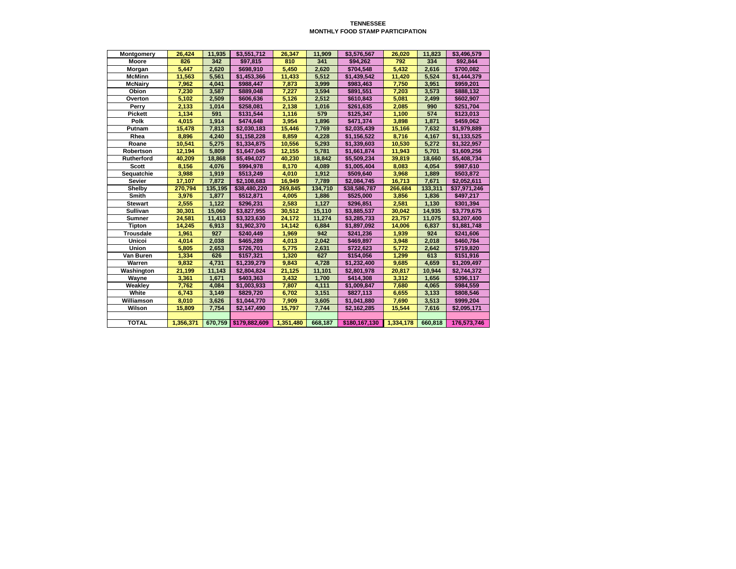**TENNESSEE**
**MONTHLY FOOD STAMP PARTICIPATION**

| | | | | | | | | | |
|---|---|---|---|---|---|---|---|---|---|
| Montgomery | 26,424 | 11,935 | $3,551,712 | 26,347 | 11,909 | $3,576,567 | 26,020 | 11,823 | $3,496,579 |
| Moore | 826 | 342 | $97,815 | 810 | 341 | $94,262 | 792 | 334 | $92,844 |
| Morgan | 5,447 | 2,620 | $698,910 | 5,450 | 2,620 | $704,548 | 5,432 | 2,616 | $700,082 |
| McMinn | 11,563 | 5,561 | $1,453,366 | 11,433 | 5,512 | $1,439,542 | 11,420 | 5,524 | $1,444,379 |
| McNairy | 7,962 | 4,041 | $988,447 | 7,873 | 3,999 | $983,463 | 7,750 | 3,951 | $959,201 |
| Obion | 7,230 | 3,587 | $889,048 | 7,227 | 3,594 | $891,551 | 7,203 | 3,573 | $888,132 |
| Overton | 5,102 | 2,509 | $606,636 | 5,126 | 2,512 | $610,843 | 5,081 | 2,499 | $602,907 |
| Perry | 2,133 | 1,014 | $258,081 | 2,138 | 1,016 | $261,635 | 2,085 | 990 | $251,704 |
| Pickett | 1,134 | 591 | $131,544 | 1,116 | 579 | $125,347 | 1,100 | 574 | $123,013 |
| Polk | 4,015 | 1,914 | $474,648 | 3,954 | 1,896 | $471,374 | 3,898 | 1,871 | $459,062 |
| Putnam | 15,478 | 7,813 | $2,030,183 | 15,446 | 7,769 | $2,035,439 | 15,166 | 7,632 | $1,979,889 |
| Rhea | 8,896 | 4,240 | $1,158,228 | 8,859 | 4,228 | $1,156,522 | 8,716 | 4,167 | $1,133,525 |
| Roane | 10,541 | 5,275 | $1,334,875 | 10,556 | 5,293 | $1,339,603 | 10,530 | 5,272 | $1,322,957 |
| Robertson | 12,194 | 5,809 | $1,647,045 | 12,155 | 5,781 | $1,661,874 | 11,943 | 5,701 | $1,609,256 |
| Rutherford | 40,209 | 18,868 | $5,494,027 | 40,230 | 18,842 | $5,509,234 | 39,819 | 18,660 | $5,408,734 |
| Scott | 8,156 | 4,076 | $994,978 | 8,170 | 4,089 | $1,005,404 | 8,083 | 4,054 | $987,610 |
| Sequatchie | 3,988 | 1,919 | $513,249 | 4,010 | 1,912 | $509,640 | 3,968 | 1,889 | $503,872 |
| Sevier | 17,107 | 7,872 | $2,108,683 | 16,949 | 7,789 | $2,084,745 | 16,713 | 7,671 | $2,052,611 |
| Shelby | 270,794 | 135,195 | $38,480,220 | 269,845 | 134,710 | $38,586,787 | 266,684 | 133,311 | $37,971,246 |
| Smith | 3,976 | 1,877 | $512,871 | 4,005 | 1,886 | $525,000 | 3,856 | 1,836 | $497,217 |
| Stewart | 2,555 | 1,122 | $296,231 | 2,583 | 1,127 | $296,851 | 2,581 | 1,130 | $301,394 |
| Sullivan | 30,301 | 15,060 | $3,827,955 | 30,512 | 15,110 | $3,885,537 | 30,042 | 14,935 | $3,779,675 |
| Sumner | 24,581 | 11,413 | $3,323,630 | 24,172 | 11,274 | $3,285,733 | 23,757 | 11,075 | $3,207,400 |
| Tipton | 14,245 | 6,913 | $1,902,370 | 14,142 | 6,884 | $1,897,092 | 14,006 | 6,837 | $1,881,748 |
| Trousdale | 1,961 | 927 | $240,449 | 1,969 | 942 | $241,236 | 1,939 | 924 | $241,606 |
| Unicoi | 4,014 | 2,038 | $465,289 | 4,013 | 2,042 | $469,897 | 3,948 | 2,018 | $460,784 |
| Union | 5,805 | 2,653 | $726,701 | 5,775 | 2,631 | $722,623 | 5,772 | 2,642 | $719,820 |
| Van Buren | 1,334 | 626 | $157,321 | 1,320 | 627 | $154,056 | 1,299 | 613 | $151,916 |
| Warren | 9,832 | 4,731 | $1,239,279 | 9,843 | 4,728 | $1,232,400 | 9,685 | 4,659 | $1,209,497 |
| Washington | 21,199 | 11,143 | $2,804,824 | 21,125 | 11,101 | $2,801,978 | 20,817 | 10,944 | $2,744,372 |
| Wayne | 3,361 | 1,671 | $403,363 | 3,432 | 1,700 | $414,308 | 3,312 | 1,656 | $396,117 |
| Weakley | 7,762 | 4,084 | $1,003,933 | 7,807 | 4,111 | $1,009,847 | 7,680 | 4,065 | $984,559 |
| White | 6,743 | 3,149 | $829,720 | 6,702 | 3,151 | $827,113 | 6,655 | 3,133 | $808,546 |
| Williamson | 8,010 | 3,626 | $1,044,770 | 7,909 | 3,605 | $1,041,880 | 7,690 | 3,513 | $999,204 |
| Wilson | 15,809 | 7,754 | $2,147,490 | 15,797 | 7,744 | $2,162,285 | 15,544 | 7,616 | $2,095,171 |
| | | | | | | | | | |
| TOTAL | 1,356,371 | 670,759 | $179,882,609 | 1,351,480 | 668,187 | $180,167,130 | 1,334,178 | 660,818 | 176,573,746 |